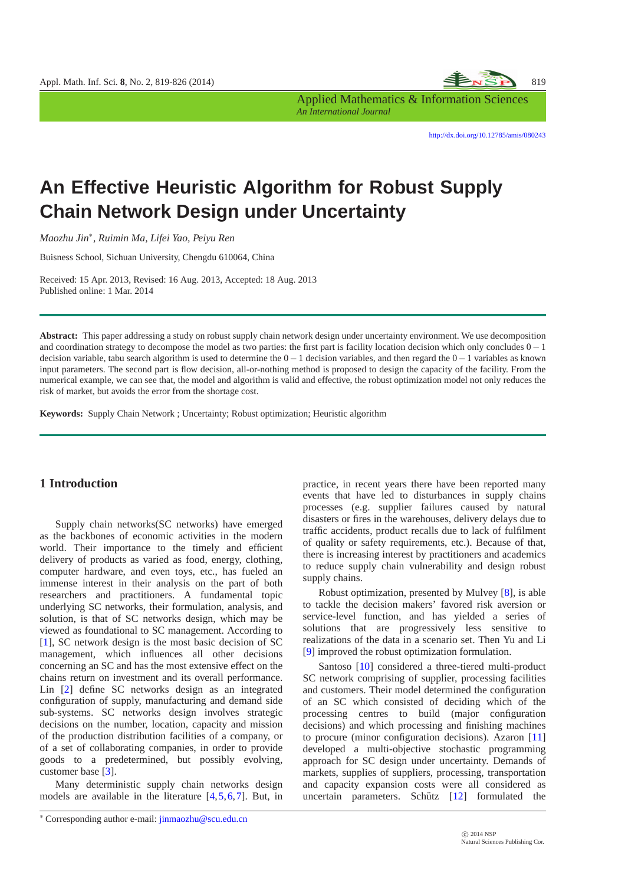# An Effective Heuristic Algorithm for Robust Supply Chain Network Design under Uncertainty

*Maozhu Jin*, Ruimin Ma, Lifei Yao, Peiyu Ren*

Buisness School, Sichuan University, Chengdu 610064, China

Received: 15 Apr. 2013, Revised: 16 Aug. 2013, Accepted: 18 Aug. 2013
Published online: 1 Mar. 2014

**Abstract:** This paper addressing a study on robust supply chain network design under uncertainty environment. We use decomposition and coordination strategy to decompose the model as two parties: the first part is facility location decision which only concludes $0-1$ decision variable, tabu search algorithm is used to determine the $0-1$ decision variables, and then regard the $0-1$ variables as known input parameters. The second part is flow decision, all-or-nothing method is proposed to design the capacity of the facility. From the numerical example, we can see that, the model and algorithm is valid and effective, the robust optimization model not only reduces the risk of market, but avoids the error from the shortage cost.

**Keywords:** Supply Chain Network ; Uncertainty; Robust optimization; Heuristic algorithm

## 1 Introduction

Supply chain networks(SC networks) have emerged as the backbones of economic activities in the modern world. Their importance to the timely and efficient delivery of products as varied as food, energy, clothing, computer hardware, and even toys, etc., has fueled an immense interest in their analysis on the part of both researchers and practitioners. A fundamental topic underlying SC networks, their formulation, analysis, and solution, is that of SC networks design, which may be viewed as foundational to SC management. According to [1], SC network design is the most basic decision of SC management, which influences all other decisions concerning an SC and has the most extensive effect on the chains return on investment and its overall performance. Lin [2] define SC networks design as an integrated configuration of supply, manufacturing and demand side sub-systems. SC networks design involves strategic decisions on the number, location, capacity and mission of the production distribution facilities of a company, or of a set of collaborating companies, in order to provide goods to a predetermined, but possibly evolving, customer base [3].

Many deterministic supply chain networks design models are available in the literature [4,5,6,7]. But, in practice, in recent years there have been reported many events that have led to disturbances in supply chains processes (e.g. supplier failures caused by natural disasters or fires in the warehouses, delivery delays due to traffic accidents, product recalls due to lack of fulfilment of quality or safety requirements, etc.). Because of that, there is increasing interest by practitioners and academics to reduce supply chain vulnerability and design robust supply chains.

Robust optimization, presented by Mulvey [8], is able to tackle the decision makers' favored risk aversion or service-level function, and has yielded a series of solutions that are progressively less sensitive to realizations of the data in a scenario set. Then Yu and Li [9] improved the robust optimization formulation.

Santoso [10] considered a three-tiered multi-product SC network comprising of supplier, processing facilities and customers. Their model determined the configuration of an SC which consisted of deciding which of the processing centres to build (major configuration decisions) and which processing and finishing machines to procure (minor configuration decisions). Azaron [11] developed a multi-objective stochastic programming approach for SC design under uncertainty. Demands of markets, supplies of suppliers, processing, transportation and capacity expansion costs were all considered as uncertain parameters. Schütz [12] formulated the

* Corresponding author e-mail: jinmaozhu@scu.edu.cn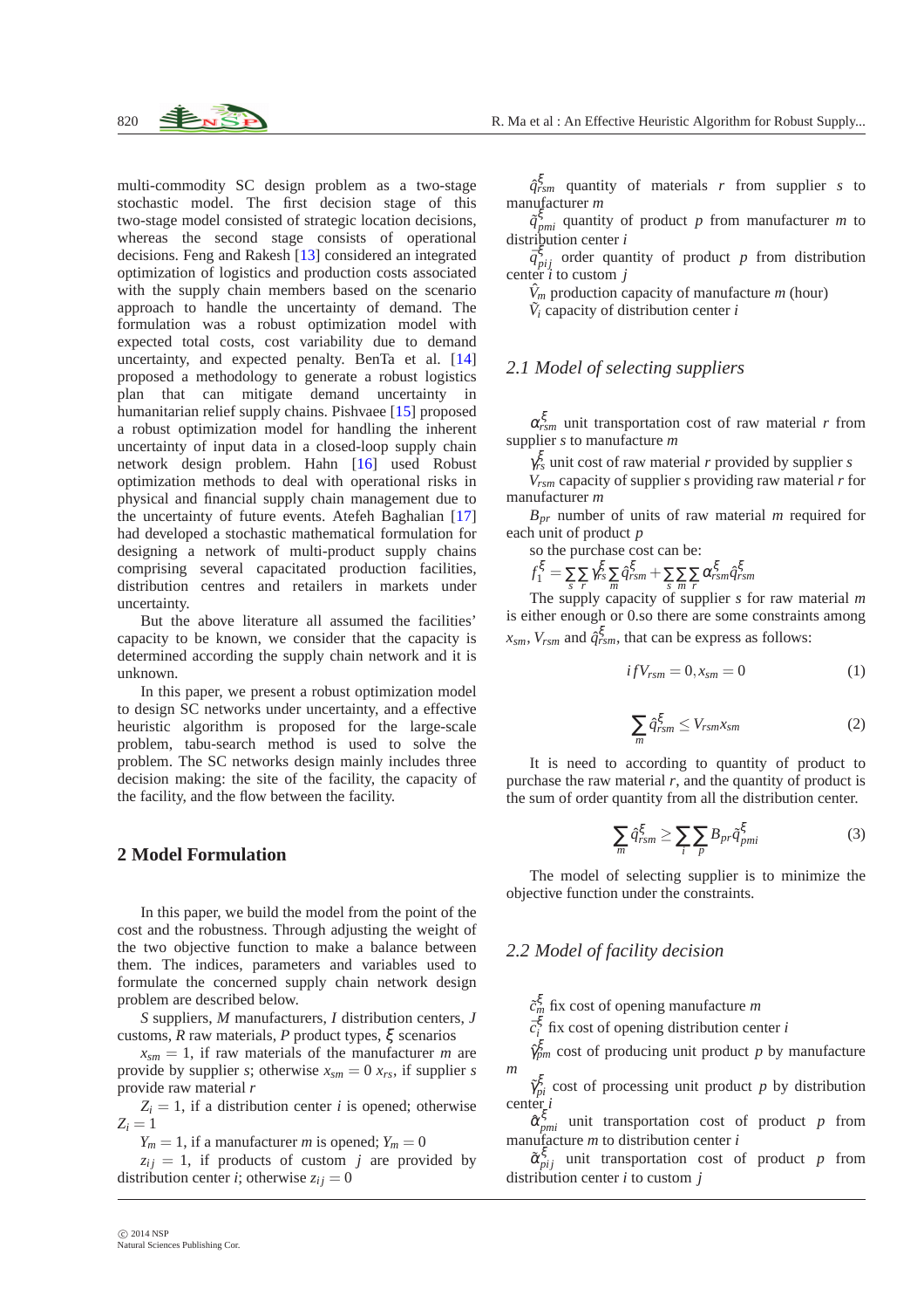multi-commodity SC design problem as a two-stage stochastic model. The first decision stage of this two-stage model consisted of strategic location decisions, whereas the second stage consists of operational decisions. Feng and Rakesh [13] considered an integrated optimization of logistics and production costs associated with the supply chain members based on the scenario approach to handle the uncertainty of demand. The formulation was a robust optimization model with expected total costs, cost variability due to demand uncertainty, and expected penalty. BenTa et al. [14] proposed a methodology to generate a robust logistics plan that can mitigate demand uncertainty in humanitarian relief supply chains. Pishvaee [15] proposed a robust optimization model for handling the inherent uncertainty of input data in a closed-loop supply chain network design problem. Hahn [16] used Robust optimization methods to deal with operational risks in physical and financial supply chain management due to the uncertainty of future events. Atefeh Baghalian [17] had developed a stochastic mathematical formulation for designing a network of multi-product supply chains comprising several capacitated production facilities, distribution centres and retailers in markets under uncertainty.

But the above literature all assumed the facilities' capacity to be known, we consider that the capacity is determined according the supply chain network and it is unknown.

In this paper, we present a robust optimization model to design SC networks under uncertainty, and a effective heuristic algorithm is proposed for the large-scale problem, tabu-search method is used to solve the problem. The SC networks design mainly includes three decision making: the site of the facility, the capacity of the facility, and the flow between the facility.

## 2 Model Formulation

In this paper, we build the model from the point of the cost and the robustness. Through adjusting the weight of the two objective function to make a balance between them. The indices, parameters and variables used to formulate the concerned supply chain network design problem are described below.

$S$ suppliers, $M$ manufacturers, $I$ distribution centers, $J$ customs, $R$ raw materials, $P$ product types, $\xi$ scenarios

$x_{sm}=1$, if raw materials of the manufacturer $m$ are provide by supplier $s$; otherwise $x_{sm}=0$ $x_{rs}$, if supplier $s$ provide raw material $r$

$Z_i=1$, if a distribution center $i$ is opened; otherwise $Z_i=1$

$Y_m=1$, if a manufacturer $m$ is opened; $Y_m=0$

$z_{ij}=1$, if products of custom $j$ are provided by distribution center $i$; otherwise $z_{ij}=0$

$\hat{q}^{\xi}_{rsm}$ quantity of materials $r$ from supplier $s$ to manufacturer $m$

$\tilde{q}^{\xi}_{pmi}$ quantity of product $p$ from manufacturer $m$ to distribution center $i$

$\bar{q}^{\xi}_{pij}$ order quantity of product $p$ from distribution center $i$ to custom $j$

$\hat{V}_m$ production capacity of manufacture $m$ (hour)

$\tilde{V}_i$ capacity of distribution center $i$

### 2.1 Model of selecting suppliers

$\alpha^{\xi}_{rsm}$ unit transportation cost of raw material $r$ from supplier $s$ to manufacture $m$

$\gamma^{\xi}_{rs}$ unit cost of raw material $r$ provided by supplier $s$

$V_{rsm}$ capacity of supplier $s$ providing raw material $r$ for manufacturer $m$

$B_{pr}$ number of units of raw material $m$ required for each unit of product $p$

so the purchase cost can be:

$f^{\xi}_1=\sum_s\sum_r\gamma^{\xi}_{rs}\sum_m\hat{q}^{\xi}_{rsm}+\sum_s\sum_m\sum_r\alpha^{\xi}_{rsm}\hat{q}^{\xi}_{rsm}$

The supply capacity of supplier $s$ for raw material $m$ is either enough or 0.so there are some constraints among $x_{sm}$, $V_{rsm}$ and $\hat{q}^{\xi}_{rsm}$, that can be express as follows:

$$if V_{rsm}=0, x_{sm}=0 \tag{1}$$

$$\sum_m\hat{q}^{\xi}_{rsm}\leq V_{rsm}x_{sm} \tag{2}$$

It is need to according to quantity of product to purchase the raw material $r$, and the quantity of product is the sum of order quantity from all the distribution center.

$$\sum_m\hat{q}^{\xi}_{rsm}\geq\sum_i\sum_p B_{pr}\tilde{q}^{\xi}_{pmi} \tag{3}$$

The model of selecting supplier is to minimize the objective function under the constraints.

### 2.2 Model of facility decision

$\tilde{c}^{\xi}_m$ fix cost of opening manufacture $m$

$\bar{c}^{\xi}_i$ fix cost of opening distribution center $i$

$\hat{\gamma}^{\xi}_{pm}$ cost of producing unit product $p$ by manufacture $m$

$\tilde{\gamma}^{\xi}_{pi}$ cost of processing unit product $p$ by distribution center $i$

$\hat{\alpha}^{\xi}_{pmi}$ unit transportation cost of product $p$ from manufacture $m$ to distribution center $i$

$\tilde{\alpha}^{\xi}_{pij}$ unit transportation cost of product $p$ from distribution center $i$ to custom $j$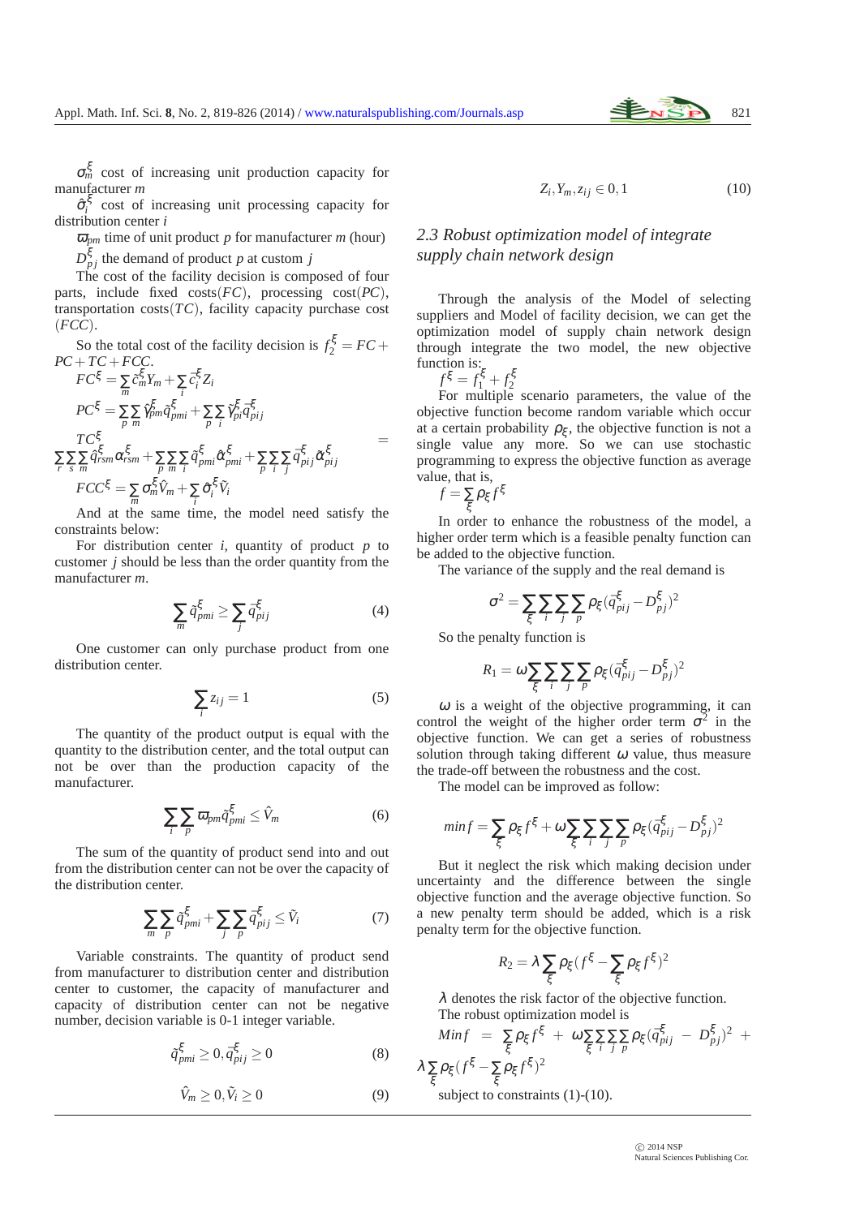$\sigma_m^\xi$ cost of increasing unit production capacity for manufacturer $m$

$\hat{\sigma}_i^\xi$ cost of increasing unit processing capacity for distribution center $i$

$\varpi_{pm}$ time of unit product $p$ for manufacturer $m$ (hour)

$D_{pj}^\xi$ the demand of product $p$ at custom $j$

The cost of the facility decision is composed of four parts, include fixed costs($FC$), processing cost($PC$), transportation costs($TC$), facility capacity purchase cost ($FCC$).

So the total cost of the facility decision is $f_2^\xi = FC + PC + TC + FCC$.

$$FC^\xi = \sum_m \tilde{c}_m^\xi Y_m + \sum_i \bar{c}_i^\xi Z_i$$

$$PC^\xi = \sum_p \sum_m \hat{\gamma}_{pm}^\xi \tilde{q}_{pmi}^\xi + \sum_p \sum_i \tilde{\gamma}_{pi}^\xi \bar{q}_{pij}^\xi$$

$$TC^\xi = \sum_r \sum_s \sum_m \hat{q}_{rsm}^\xi \alpha_{rsm}^\xi + \sum_p \sum_m \sum_i \tilde{q}_{pmi}^\xi \hat{\alpha}_{pmi}^\xi + \sum_p \sum_i \sum_j \bar{q}_{pij}^\xi \tilde{\alpha}_{pij}^\xi$$

$$FCC^\xi = \sum_m \sigma_m^\xi \hat{V}_m + \sum_i \hat{\sigma}_i^\xi \tilde{V}_i$$

And at the same time, the model need satisfy the constraints below:

For distribution center $i$, quantity of product $p$ to customer $j$ should be less than the order quantity from the manufacturer $m$.

$$\sum_m \tilde{q}_{pmi}^\xi \geq \sum_j \bar{q}_{pij}^\xi \tag{4}$$

One customer can only purchase product from one distribution center.

$$\sum_i z_{ij} = 1 \tag{5}$$

The quantity of the product output is equal with the quantity to the distribution center, and the total output can not be over than the production capacity of the manufacturer.

$$\sum_i \sum_p \varpi_{pm} \tilde{q}_{pmi}^\xi \leq \hat{V}_m \tag{6}$$

The sum of the quantity of product send into and out from the distribution center can not be over the capacity of the distribution center.

$$\sum_m \sum_p \tilde{q}_{pmi}^\xi + \sum_j \sum_p \bar{q}_{pij}^\xi \leq \tilde{V}_i \tag{7}$$

Variable constraints. The quantity of product send from manufacturer to distribution center and distribution center to customer, the capacity of manufacturer and capacity of distribution center can not be negative number, decision variable is 0-1 integer variable.

$$\tilde{q}_{pmi}^\xi \geq 0, \bar{q}_{pij}^\xi \geq 0 \tag{8}$$

$$\hat{V}_m \geq 0, \tilde{V}_i \geq 0 \tag{9}$$

$$Z_i, Y_m, z_{ij} \in 0,1 \tag{10}$$

## 2.3 Robust optimization model of integrate supply chain network design

Through the analysis of the Model of selecting suppliers and Model of facility decision, we can get the optimization model of supply chain network design through integrate the two model, the new objective function is:

$$f^\xi = f_1^\xi + f_2^\xi$$

For multiple scenario parameters, the value of the objective function become random variable which occur at a certain probability $\rho_\xi$, the objective function is not a single value any more. So we can use stochastic programming to express the objective function as average value, that is,

$$f = \sum_\xi \rho_\xi f^\xi$$

In order to enhance the robustness of the model, a higher order term which is a feasible penalty function can be added to the objective function.

The variance of the supply and the real demand is

$$\sigma^2 = \sum_\xi \sum_i \sum_j \sum_p \rho_\xi (\bar{q}_{pij}^\xi - D_{pj}^\xi)^2$$

So the penalty function is

$$R_1 = \omega \sum_\xi \sum_i \sum_j \sum_p \rho_\xi (\bar{q}_{pij}^\xi - D_{pj}^\xi)^2$$

$\omega$ is a weight of the objective programming, it can control the weight of the higher order term $\sigma^2$ in the objective function. We can get a series of robustness solution through taking different $\omega$ value, thus measure the trade-off between the robustness and the cost.

The model can be improved as follow:

$$\min f = \sum_\xi \rho_\xi f^\xi + \omega \sum_\xi \sum_i \sum_j \sum_p \rho_\xi (\bar{q}_{pij}^\xi - D_{pj}^\xi)^2$$

But it neglect the risk which making decision under uncertainty and the difference between the single objective function and the average objective function. So a new penalty term should be added, which is a risk penalty term for the objective function.

$$R_2 = \lambda \sum_\xi \rho_\xi (f^\xi - \sum_\xi \rho_\xi f^\xi)^2$$

$\lambda$ denotes the risk factor of the objective function.

The robust optimization model is

$$\operatorname{Min} f = \sum_\xi \rho_\xi f^\xi + \omega \sum_\xi \sum_i \sum_j \sum_p \rho_\xi (\bar{q}_{pij}^\xi - D_{pj}^\xi)^2 + \lambda \sum_\xi \rho_\xi (f^\xi - \sum_\xi \rho_\xi f^\xi)^2$$

subject to constraints (1)-(10).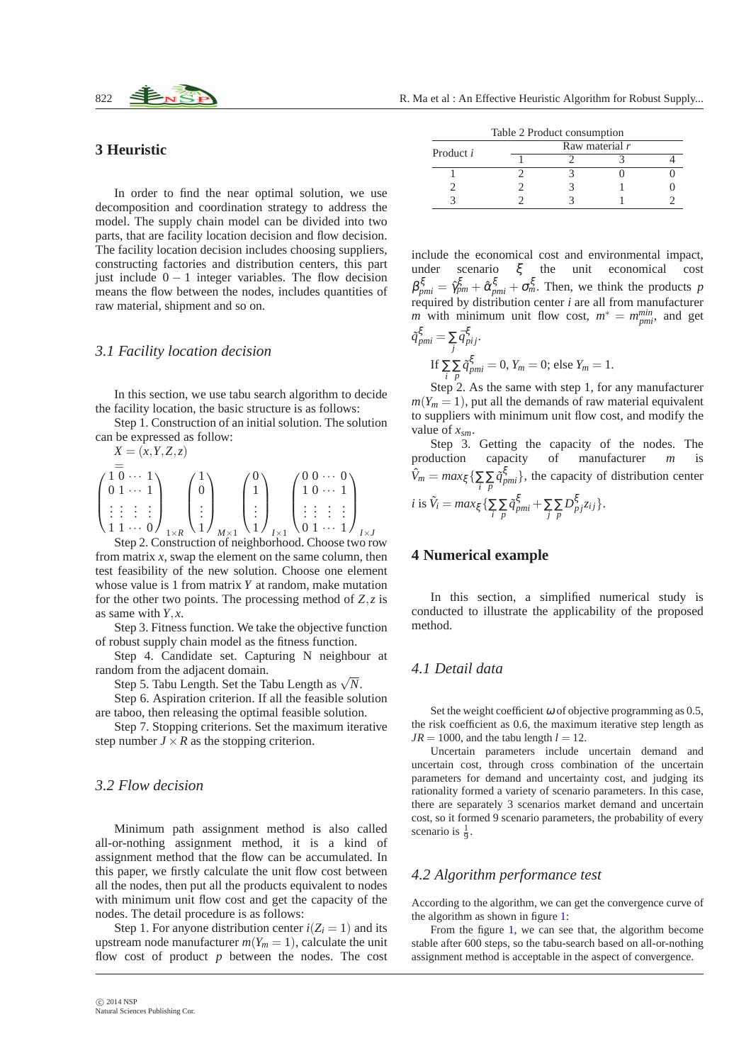## 3 Heuristic

In order to find the near optimal solution, we use decomposition and coordination strategy to address the model. The supply chain model can be divided into two parts, that are facility location decision and flow decision. The facility location decision includes choosing suppliers, constructing factories and distribution centers, this part just include $0-1$ integer variables. The flow decision means the flow between the nodes, includes quantities of raw material, shipment and so on.

### 3.1 Facility location decision

In this section, we use tabu search algorithm to decide the facility location, the basic structure is as follows:

Step 1. Construction of an initial solution. The solution can be expressed as follow:

$$X = (x, Y, Z, z) = \begin{pmatrix} 1 & 0 & \cdots & 1 \\ 0 & 1 & \cdots & 1 \\ \vdots & \vdots & \vdots & \vdots \\ 1 & 1 & \cdots & 0 \end{pmatrix}_{1\times R} \begin{pmatrix} 1 \\ 0 \\ \vdots \\ 1 \end{pmatrix}_{M\times 1} \begin{pmatrix} 0 \\ 1 \\ \vdots \\ 1 \end{pmatrix}_{I\times 1} \begin{pmatrix} 0 & 0 & \cdots & 0 \\ 1 & 0 & \cdots & 1 \\ \vdots & \vdots & \vdots & \vdots \\ 0 & 1 & \cdots & 1 \end{pmatrix}_{I\times J}$$

Step 2. Construction of neighborhood. Choose two row from matrix $x$, swap the element on the same column, then test feasibility of the new solution. Choose one element whose value is 1 from matrix $Y$ at random, make mutation for the other two points. The processing method of $Z, z$ is as same with $Y, x$.

Step 3. Fitness function. We take the objective function of robust supply chain model as the fitness function.

Step 4. Candidate set. Capturing N neighbour at random from the adjacent domain.

Step 5. Tabu Length. Set the Tabu Length as $\sqrt{N}$.

Step 6. Aspiration criterion. If all the feasible solution are taboo, then releasing the optimal feasible solution.

Step 7. Stopping criterions. Set the maximum iterative step number $J \times R$ as the stopping criterion.

### 3.2 Flow decision

Minimum path assignment method is also called all-or-nothing assignment method, it is a kind of assignment method that the flow can be accumulated. In this paper, we firstly calculate the unit flow cost between all the nodes, then put all the products equivalent to nodes with minimum unit flow cost and get the capacity of the nodes. The detail procedure is as follows:

Step 1. For anyone distribution center $i(Z_i = 1)$ and its upstream node manufacturer $m(Y_m = 1)$, calculate the unit flow cost of product $p$ between the nodes. The cost include the economical cost and environmental impact, under scenario $\xi$ the unit economical cost $\beta^{\xi}_{pmi} = \hat{\gamma}^{\xi}_{pm} + \hat{\alpha}^{\xi}_{pmi} + \sigma^{\xi}_{m}$. Then, we think the products $p$ required by distribution center $i$ are all from manufacturer $m$ with minimum unit flow cost, $m^* = m^{min}_{pmi}$, and get $\tilde{q}^{\xi}_{pmi} = \sum_j \bar{q}^{\xi}_{pij}$.

If $\sum_i \sum_p \tilde{q}^{\xi}_{pmi} = 0$, $Y_m = 0$; else $Y_m = 1$.

Step 2. As the same with step 1, for any manufacturer $m(Y_m = 1)$, put all the demands of raw material equivalent to suppliers with minimum unit flow cost, and modify the value of $x_{sm}$.

Step 3. Getting the capacity of the nodes. The production capacity of manufacturer $m$ is $\hat{V}_m = max_{\xi}\{\sum_i \sum_p \tilde{q}^{\xi}_{pmi}\}$, the capacity of distribution center $i$ is $\tilde{V}_i = max_{\xi}\{\sum_i \sum_p \tilde{q}^{\xi}_{pmi} + \sum_j \sum_p D^{\xi}_{pj} z_{ij}\}$.

Table 2 Product consumption

| Product $i$ | Raw material $r$ | | | |
|---|---|---|---|---|
| | 1 | 2 | 3 | 4 |
| 1 | 2 | 3 | 0 | 0 |
| 2 | 2 | 3 | 1 | 0 |
| 3 | 2 | 3 | 1 | 2 |

## 4 Numerical example

In this section, a simplified numerical study is conducted to illustrate the applicability of the proposed method.

### 4.1 Detail data

Set the weight coefficient $\omega$ of objective programming as 0.5, the risk coefficient as 0.6, the maximum iterative step length as $JR = 1000$, and the tabu length $l = 12$.

Uncertain parameters include uncertain demand and uncertain cost, through cross combination of the uncertain parameters for demand and uncertainty cost, and judging its rationality formed a variety of scenario parameters. In this case, there are separately 3 scenarios market demand and uncertain cost, so it formed 9 scenario parameters, the probability of every scenario is $\frac{1}{9}$.

### 4.2 Algorithm performance test

According to the algorithm, we can get the convergence curve of the algorithm as shown in figure 1:

From the figure 1, we can see that, the algorithm become stable after 600 steps, so the tabu-search based on all-or-nothing assignment method is acceptable in the aspect of convergence.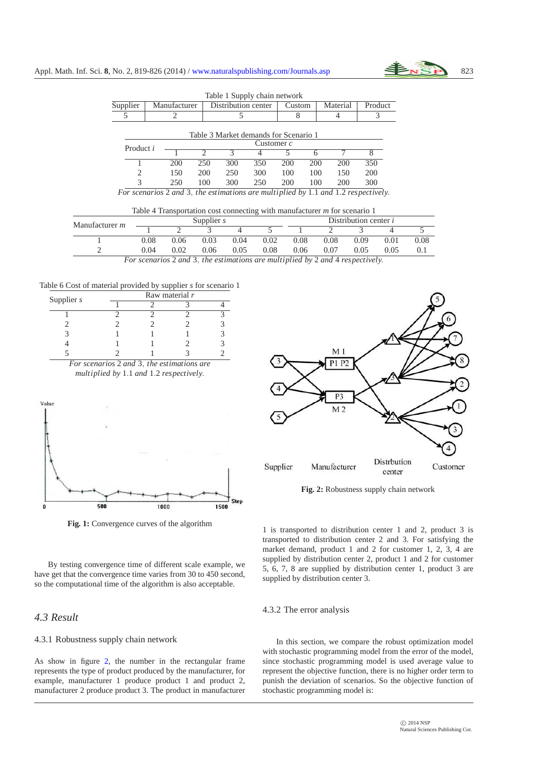Table 1 Supply chain network

| Supplier | Manufacturer | Distribution center | Custom | Material | Product |
|---|---|---|---|---|---|
| 5 | 2 | 5 | 8 | 4 | 3 |

Table 3 Market demands for Scenario 1

| Product $i$ | Customer $c$ | | | | | | | |
|---|---|---|---|---|---|---|---|---|
| | 1 | 2 | 3 | 4 | 5 | 6 | 7 | 8 |
| 1 | 200 | 250 | 300 | 350 | 200 | 200 | 200 | 350 |
| 2 | 150 | 200 | 250 | 300 | 100 | 100 | 150 | 200 |
| 3 | 250 | 100 | 300 | 250 | 200 | 100 | 200 | 300 |

*For scenarios* 2 *and* 3, *the estimations are multiplied by* 1.1 *and* 1.2 *respectively.*

Table 4 Transportation cost connecting with manufacturer $m$ for scenario 1

| Manufacturer $m$ | Supplier $s$ | | | | | Distribution center $i$ | | | | |
|---|---|---|---|---|---|---|---|---|---|---|
| | 1 | 2 | 3 | 4 | 5 | 1 | 2 | 3 | 4 | 5 |
| 1 | 0.08 | 0.06 | 0.03 | 0.04 | 0.02 | 0.08 | 0.08 | 0.09 | 0.01 | 0.08 |
| 2 | 0.04 | 0.02 | 0.06 | 0.05 | 0.08 | 0.06 | 0.07 | 0.05 | 0.05 | 0.1 |

*For scenarios* 2 *and* 3, *the estimations are multiplied by* 2 *and* 4 *respectively.*

Table 6 Cost of material provided by supplier $s$ for scenario 1

| Supplier $s$ | Raw material $r$ | | | |
|---|---|---|---|---|
| | 1 | 2 | 3 | 4 |
| 1 | 2 | 2 | 2 | 3 |
| 2 | 2 | 2 | 2 | 3 |
| 3 | 1 | 1 | 1 | 3 |
| 4 | 1 | 1 | 2 | 3 |
| 5 | 2 | 1 | 3 | 2 |

*For scenarios* 2 *and* 3, *the estimations are multiplied by* 1.1 *and* 1.2 *respectively.*

**Fig. 1:** Convergence curves of the algorithm

By testing convergence time of different scale example, we have get that the convergence time varies from 30 to 450 second, so the computational time of the algorithm is also acceptable.

## *4.3 Result*

### 4.3.1 Robustness supply chain network

As show in figure 2, the number in the rectangular frame represents the type of product produced by the manufacturer, for example, manufacturer 1 produce product 1 and product 2, manufacturer 2 produce product 3. The product in manufacturer 1 is transported to distribution center 1 and 2, product 3 is transported to distribution center 2 and 3. For satisfying the market demand, product 1 and 2 for customer 1, 2, 3, 4 are supplied by distribution center 2, product 1 and 2 for customer 5, 6, 7, 8 are supplied by distribution center 1, product 3 are supplied by distribution center 3.

**Fig. 2:** Robustness supply chain network

### 4.3.2 The error analysis

In this section, we compare the robust optimization model with stochastic programming model from the error of the model, since stochastic programming model is used average value to represent the objective function, there is no higher order term to punish the deviation of scenarios. So the objective function of stochastic programming model is: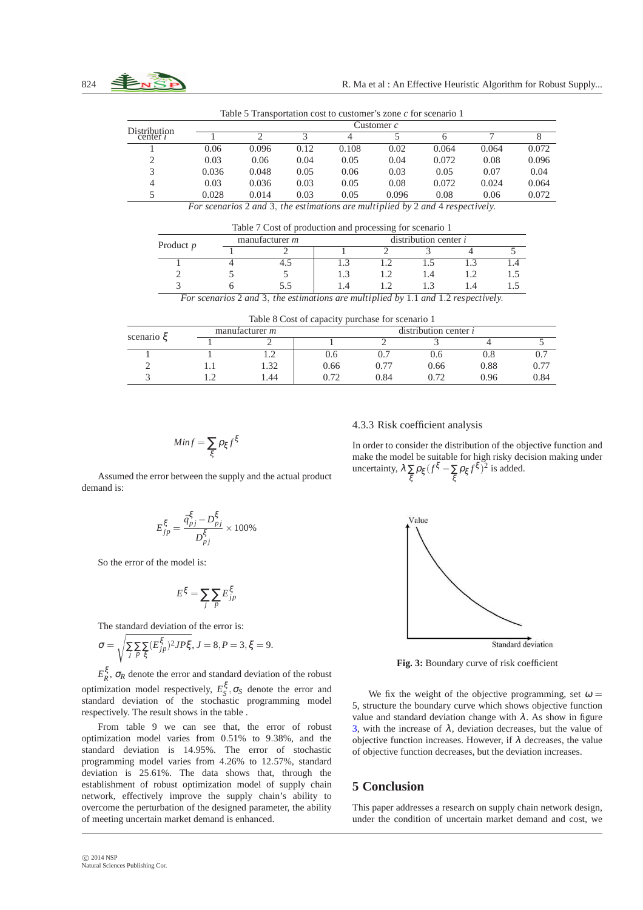Table 5 Transportation cost to customer's zone $c$ for scenario 1

| Distribution center $i$ | Customer $c$ | | | | | | | |
|---|---|---|---|---|---|---|---|---|
| | 1 | 2 | 3 | 4 | 5 | 6 | 7 | 8 |
| 1 | 0.06 | 0.096 | 0.12 | 0.108 | 0.02 | 0.064 | 0.064 | 0.072 |
| 2 | 0.03 | 0.06 | 0.04 | 0.05 | 0.04 | 0.072 | 0.08 | 0.096 |
| 3 | 0.036 | 0.048 | 0.05 | 0.06 | 0.03 | 0.05 | 0.07 | 0.04 |
| 4 | 0.03 | 0.036 | 0.03 | 0.05 | 0.08 | 0.072 | 0.024 | 0.064 |
| 5 | 0.028 | 0.014 | 0.03 | 0.05 | 0.096 | 0.08 | 0.06 | 0.072 |

*For scenarios 2 and 3, the estimations are multiplied by 2 and 4 respectively.*

Table 7 Cost of production and processing for scenario 1

| Product $p$ | manufacturer $m$ | | distribution center $i$ | | | | |
|---|---|---|---|---|---|---|---|
| | 1 | 2 | 1 | 2 | 3 | 4 | 5 |
| 1 | 4 | 4.5 | 1.3 | 1.2 | 1.5 | 1.3 | 1.4 |
| 2 | 5 | 5 | 1.3 | 1.2 | 1.4 | 1.2 | 1.5 |
| 3 | 6 | 5.5 | 1.4 | 1.2 | 1.3 | 1.4 | 1.5 |

*For scenarios 2 and 3, the estimations are multiplied by 1.1 and 1.2 respectively.*

Table 8 Cost of capacity purchase for scenario 1

| scenario $\xi$ | manufacturer $m$ | | distribution center $i$ | | | | |
|---|---|---|---|---|---|---|---|
| | 1 | 2 | 1 | 2 | 3 | 4 | 5 |
| 1 | 1 | 1.2 | 0.6 | 0.7 | 0.6 | 0.8 | 0.7 |
| 2 | 1.1 | 1.32 | 0.66 | 0.77 | 0.66 | 0.88 | 0.77 |
| 3 | 1.2 | 1.44 | 0.72 | 0.84 | 0.72 | 0.96 | 0.84 |

$$Min f = \sum_{\xi} \rho_{\xi} f^{\xi}$$

Assumed the error between the supply and the actual product demand is:

$$E_{jp}^{\xi} = \frac{\bar{q}_{pj}^{\xi} - D_{pj}^{\xi}}{D_{pj}^{\xi}} \times 100\%$$

So the error of the model is:

$$E^{\xi} = \sum_{j} \sum_{p} E_{jp}^{\xi}$$

The standard deviation of the error is:

$$\sigma = \sqrt{\sum_{j} \sum_{p} \sum_{\xi} (E_{jp}^{\xi})^2 JP\xi}, J = 8, P = 3, \xi = 9.$$

$E_R^{\xi}$, $\sigma_R$ denote the error and standard deviation of the robust optimization model respectively, $E_S^{\xi}, \sigma_S$ denote the error and standard deviation of the stochastic programming model respectively. The result shows in the table .

From table 9 we can see that, the error of robust optimization model varies from 0.51% to 9.38%, and the standard deviation is 14.95%. The error of stochastic programming model varies from 4.26% to 12.57%, standard deviation is 25.61%. The data shows that, through the establishment of robust optimization model of supply chain network, effectively improve the supply chain's ability to overcome the perturbation of the designed parameter, the ability of meeting uncertain market demand is enhanced.

#### 4.3.3 Risk coefficient analysis

In order to consider the distribution of the objective function and make the model be suitable for high risky decision making under uncertainty, $\lambda \sum_{\xi} \rho_{\xi} (f^{\xi} - \sum_{\xi} \rho_{\xi} f^{\xi})^2$ is added.

**Fig. 3:** Boundary curve of risk coefficient

We fix the weight of the objective programming, set $\omega = 5$, structure the boundary curve which shows objective function value and standard deviation change with $\lambda$. As show in figure 3, with the increase of $\lambda$, deviation decreases, but the value of objective function increases. However, if $\lambda$ decreases, the value of objective function decreases, but the deviation increases.

## 5 Conclusion

This paper addresses a research on supply chain network design, under the condition of uncertain market demand and cost, we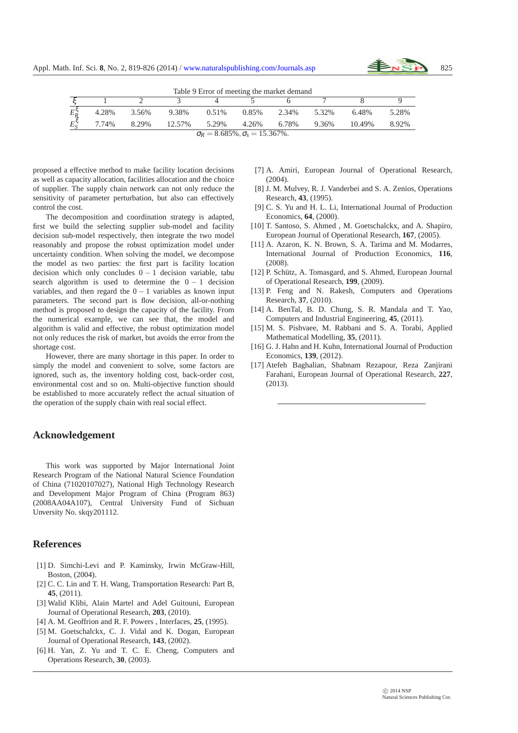Table 9 Error of meeting the market demand

| $\xi$ | 1 | 2 | 3 | 4 | 5 | 6 | 7 | 8 | 9 |
|---|---|---|---|---|---|---|---|---|---|
| $E_R^\xi$ | 4.28% | 3.56% | 9.38% | 0.51% | 0.85% | 2.34% | 5.32% | 6.48% | 5.28% |
| $E_S^\xi$ | 7.74% | 8.29% | 12.57% | 5.29% | 4.26% | 6.78% | 9.36% | 10.49% | 8.92% |

$\sigma_R = 8.685\%, \sigma_s = 15.367\%$.

proposed a effective method to make facility location decisions as well as capacity allocation, facilities allocation and the choice of supplier. The supply chain network can not only reduce the sensitivity of parameter perturbation, but also can effectively control the cost.

The decomposition and coordination strategy is adapted, first we build the selecting supplier sub-model and facility decision sub-model respectively, then integrate the two model reasonably and propose the robust optimization model under uncertainty condition. When solving the model, we decompose the model as two parties: the first part is facility location decision which only concludes $0-1$ decision variable, tabu search algorithm is used to determine the $0-1$ decision variables, and then regard the $0-1$ variables as known input parameters. The second part is flow decision, all-or-nothing method is proposed to design the capacity of the facility. From the numerical example, we can see that, the model and algorithm is valid and effective, the robust optimization model not only reduces the risk of market, but avoids the error from the shortage cost.

However, there are many shortage in this paper. In order to simply the model and convenient to solve, some factors are ignored, such as, the inventory holding cost, back-order cost, environmental cost and so on. Multi-objective function should be established to more accurately reflect the actual situation of the operation of the supply chain with real social effect.

## Acknowledgement

This work was supported by Major International Joint Research Program of the National Natural Science Foundation of China (71020107027), National High Technology Research and Development Major Program of China (Program 863) (2008AA04A107), Central University Fund of Sichuan Unversity No. skqy201112.

## References

[1] D. Simchi-Levi and P. Kaminsky, Irwin McGraw-Hill, Boston, (2004).

[2] C. C. Lin and T. H. Wang, Transportation Research: Part B, **45**, (2011).

[3] Walid Klibi, Alain Martel and Adel Guitouni, European Journal of Operational Research, **203**, (2010).

[4] A. M. Geoffrion and R. F. Powers , Interfaces, **25**, (1995).

[5] M. Goetschalckx, C. J. Vidal and K. Dogan, European Journal of Operational Research, **143**, (2002).

[6] H. Yan, Z. Yu and T. C. E. Cheng, Computers and Operations Research, **30**, (2003).

[7] A. Amiri, European Journal of Operational Research, (2004).

[8] J. M. Mulvey, R. J. Vanderbei and S. A. Zenios, Operations Research, **43**, (1995).

[9] C. S. Yu and H. L. Li, International Journal of Production Economics, **64**, (2000).

[10] T. Santoso, S. Ahmed , M. Goetschalckx, and A. Shapiro, European Journal of Operational Research, **167**, (2005).

[11] A. Azaron, K. N. Brown, S. A. Tarima and M. Modarres, International Journal of Production Economics, **116**, (2008).

[12] P. Schütz, A. Tomasgard, and S. Ahmed, European Journal of Operational Research, **199**, (2009).

[13] P. Feng and N. Rakesh, Computers and Operations Research, **37**, (2010).

[14] A. BenTal, B. D. Chung, S. R. Mandala and T. Yao, Computers and Industrial Engineering, **45**, (2011).

[15] M. S. Pishvaee, M. Rabbani and S. A. Torabi, Applied Mathematical Modelling, **35**, (2011).

[16] G. J. Hahn and H. Kuhn, International Journal of Production Economics, **139**, (2012).

[17] Atefeh Baghalian, Shabnam Rezapour, Reza Zanjirani Farahani, European Journal of Operational Research, **227**, (2013).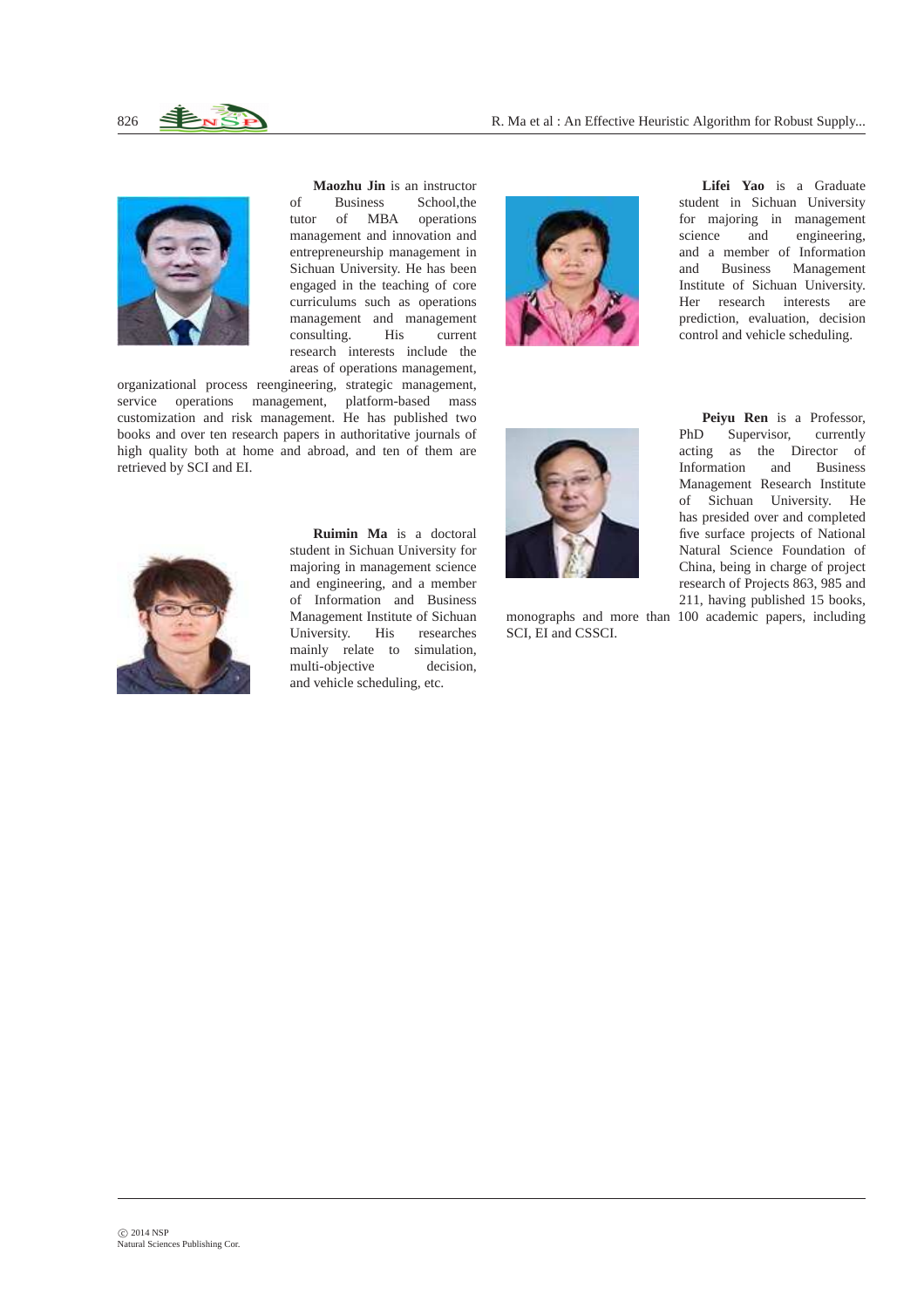**Maozhu Jin** is an instructor of Business School,the tutor of MBA operations management and innovation and entrepreneurship management in Sichuan University. He has been engaged in the teaching of core curriculums such as operations management and management consulting. His current research interests include the areas of operations management, organizational process reengineering, strategic management, service operations management, platform-based mass customization and risk management. He has published two books and over ten research papers in authoritative journals of high quality both at home and abroad, and ten of them are retrieved by SCI and EI.

**Ruimin Ma** is a doctoral student in Sichuan University for majoring in management science and engineering, and a member of Information and Business Management Institute of Sichuan University. His researches mainly relate to simulation, multi-objective decision, and vehicle scheduling, etc.

**Lifei Yao** is a Graduate student in Sichuan University for majoring in management science and engineering, and a member of Information and Business Management Institute of Sichuan University. Her research interests are prediction, evaluation, decision control and vehicle scheduling.

**Peiyu Ren** is a Professor, PhD Supervisor, currently acting as the Director of Information and Business Management Research Institute of Sichuan University. He has presided over and completed five surface projects of National Natural Science Foundation of China, being in charge of project research of Projects 863, 985 and 211, having published 15 books, monographs and more than 100 academic papers, including SCI, EI and CSSCI.